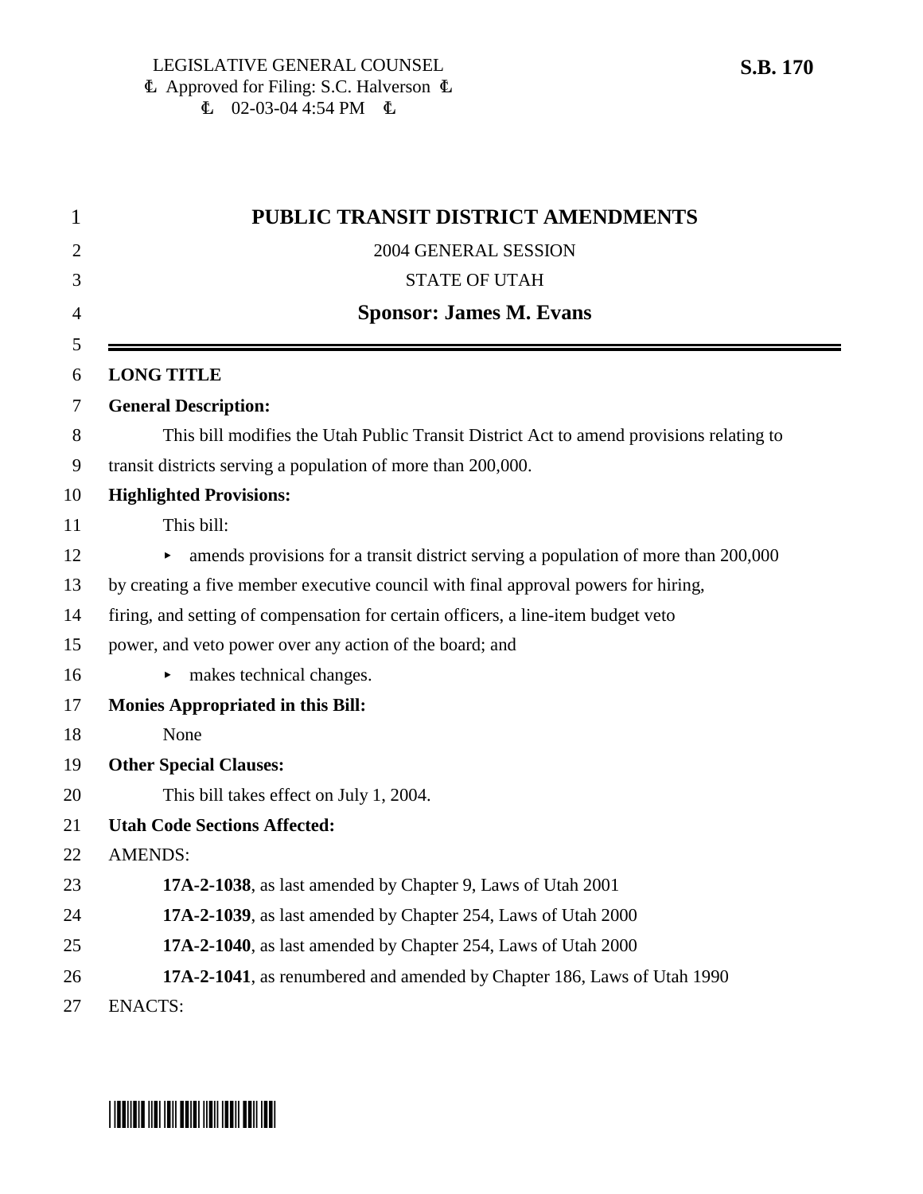LEGISLATIVE GENERAL COUNSEL
Approved for Filing: S.C. Halverson
02-03-04 4:54 PM

**S.B. 170**

# PUBLIC TRANSIT DISTRICT AMENDMENTS

2004 GENERAL SESSION

STATE OF UTAH

**Sponsor: James M. Evans**

---

**LONG TITLE**

**General Description:**

This bill modifies the Utah Public Transit District Act to amend provisions relating to transit districts serving a population of more than 200,000.

**Highlighted Provisions:**

This bill:

- amends provisions for a transit district serving a population of more than 200,000 by creating a five member executive council with final approval powers for hiring, firing, and setting of compensation for certain officers, a line-item budget veto power, and veto power over any action of the board; and
- makes technical changes.

**Monies Appropriated in this Bill:**

None

**Other Special Clauses:**

This bill takes effect on July 1, 2004.

**Utah Code Sections Affected:**

AMENDS:

**17A-2-1038**, as last amended by Chapter 9, Laws of Utah 2001

**17A-2-1039**, as last amended by Chapter 254, Laws of Utah 2000

**17A-2-1040**, as last amended by Chapter 254, Laws of Utah 2000

**17A-2-1041**, as renumbered and amended by Chapter 186, Laws of Utah 1990

ENACTS: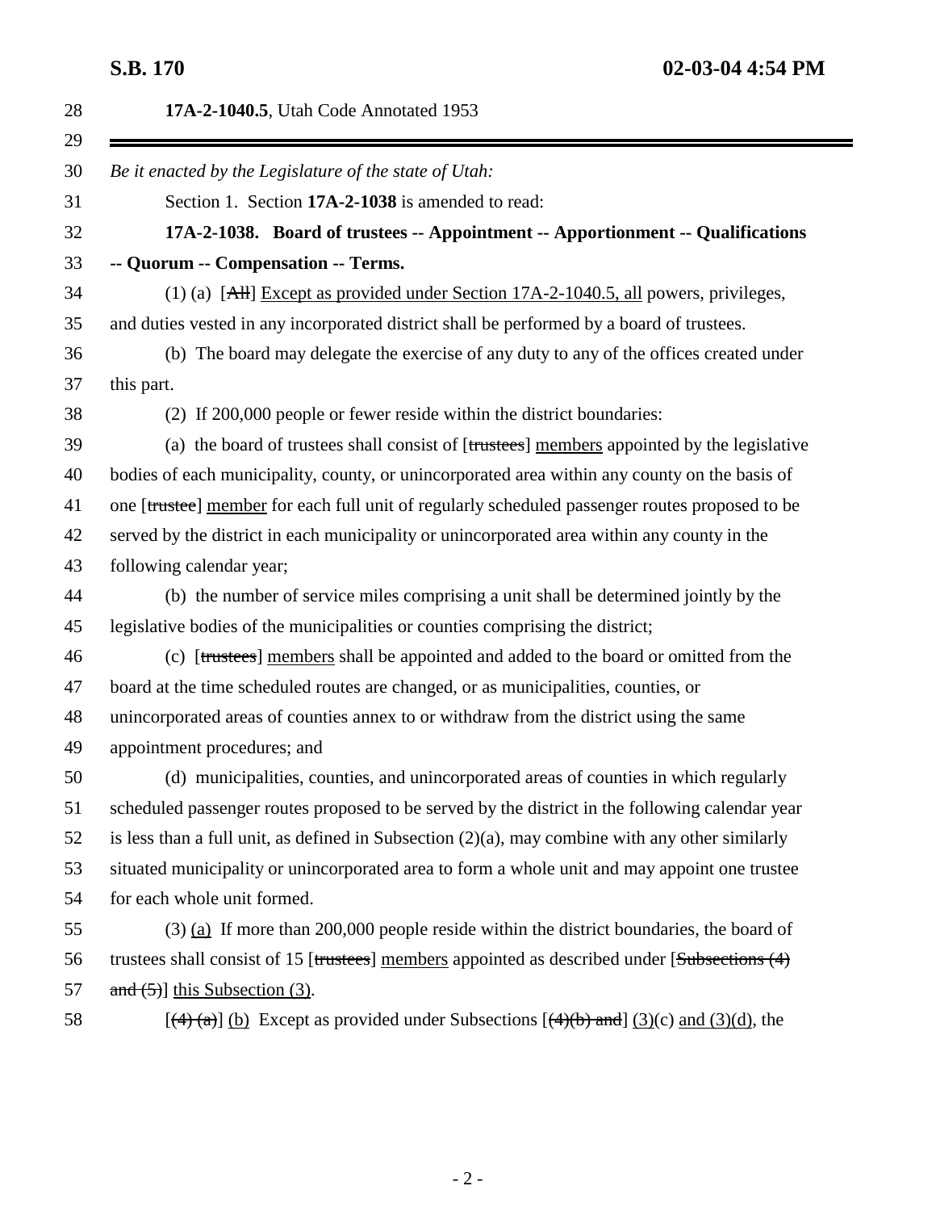**17A-2-1040.5**, Utah Code Annotated 1953

---

*Be it enacted by the Legislature of the state of Utah:*

Section 1. Section **17A-2-1038** is amended to read:

**17A-2-1038. Board of trustees -- Appointment -- Apportionment -- Qualifications -- Quorum -- Compensation -- Terms.**

(1) (a) [~~All~~] Except as provided under Section 17A-2-1040.5, all powers, privileges, and duties vested in any incorporated district shall be performed by a board of trustees.

(b) The board may delegate the exercise of any duty to any of the offices created under this part.

(2) If 200,000 people or fewer reside within the district boundaries:

(a) the board of trustees shall consist of [~~trustees~~] members appointed by the legislative bodies of each municipality, county, or unincorporated area within any county on the basis of one [~~trustee~~] member for each full unit of regularly scheduled passenger routes proposed to be served by the district in each municipality or unincorporated area within any county in the following calendar year;

(b) the number of service miles comprising a unit shall be determined jointly by the legislative bodies of the municipalities or counties comprising the district;

(c) [~~trustees~~] members shall be appointed and added to the board or omitted from the board at the time scheduled routes are changed, or as municipalities, counties, or unincorporated areas of counties annex to or withdraw from the district using the same appointment procedures; and

(d) municipalities, counties, and unincorporated areas of counties in which regularly scheduled passenger routes proposed to be served by the district in the following calendar year is less than a full unit, as defined in Subsection (2)(a), may combine with any other similarly situated municipality or unincorporated area to form a whole unit and may appoint one trustee for each whole unit formed.

(3) (a) If more than 200,000 people reside within the district boundaries, the board of trustees shall consist of 15 [~~trustees~~] members appointed as described under [~~Subsections (4) and (5)~~] this Subsection (3).

[~~(4) (a)~~] (b) Except as provided under Subsections [~~(4)(b) and~~] (3)(c) and (3)(d), the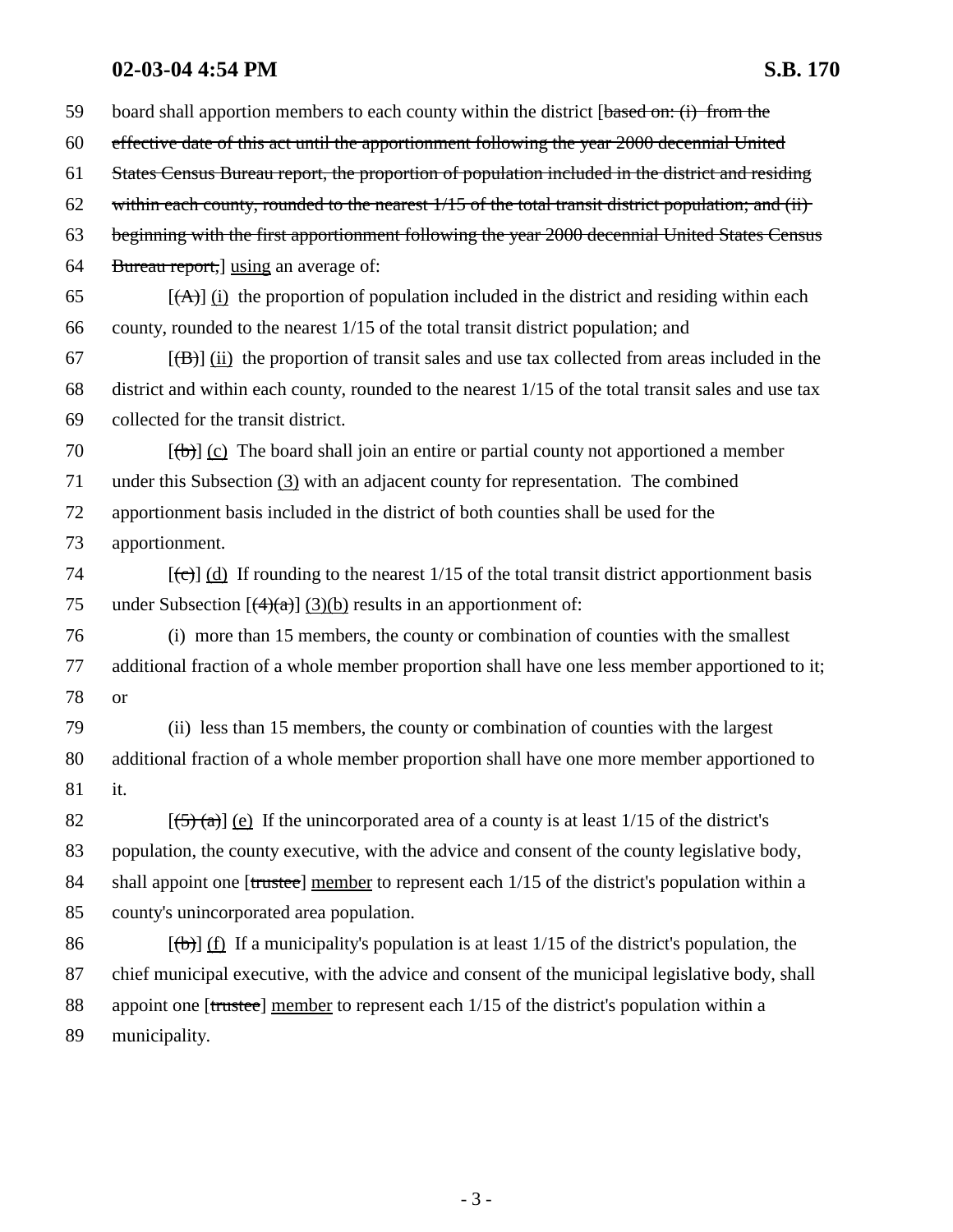59 board shall apportion members to each county within the district [~~based on: (i) from the~~
60 ~~effective date of this act until the apportionment following the year 2000 decennial United~~
61 ~~States Census Bureau report, the proportion of population included in the district and residing~~
62 ~~within each county, rounded to the nearest 1/15 of the total transit district population; and (ii)~~
63 ~~beginning with the first apportionment following the year 2000 decennial United States Census~~
64 ~~Bureau report,~~] <u>using</u> an average of:

65 [~~(A)~~] <u>(i)</u> the proportion of population included in the district and residing within each
66 county, rounded to the nearest 1/15 of the total transit district population; and

67 [~~(B)~~] <u>(ii)</u> the proportion of transit sales and use tax collected from areas included in the
68 district and within each county, rounded to the nearest 1/15 of the total transit sales and use tax
69 collected for the transit district.

70 [~~(b)~~] <u>(c)</u> The board shall join an entire or partial county not apportioned a member
71 under this Subsection <u>(3)</u> with an adjacent county for representation. The combined
72 apportionment basis included in the district of both counties shall be used for the
73 apportionment.

74 [~~(c)~~] <u>(d)</u> If rounding to the nearest 1/15 of the total transit district apportionment basis
75 under Subsection [~~(4)(a)~~] <u>(3)(b)</u> results in an apportionment of:

76 (i) more than 15 members, the county or combination of counties with the smallest
77 additional fraction of a whole member proportion shall have one less member apportioned to it;
78 or

79 (ii) less than 15 members, the county or combination of counties with the largest
80 additional fraction of a whole member proportion shall have one more member apportioned to
81 it.

82 [~~(5) (a)~~] <u>(e)</u> If the unincorporated area of a county is at least 1/15 of the district's
83 population, the county executive, with the advice and consent of the county legislative body,
84 shall appoint one [~~trustee~~] <u>member</u> to represent each 1/15 of the district's population within a
85 county's unincorporated area population.

86 [~~(b)~~] <u>(f)</u> If a municipality's population is at least 1/15 of the district's population, the
87 chief municipal executive, with the advice and consent of the municipal legislative body, shall
88 appoint one [~~trustee~~] <u>member</u> to represent each 1/15 of the district's population within a
89 municipality.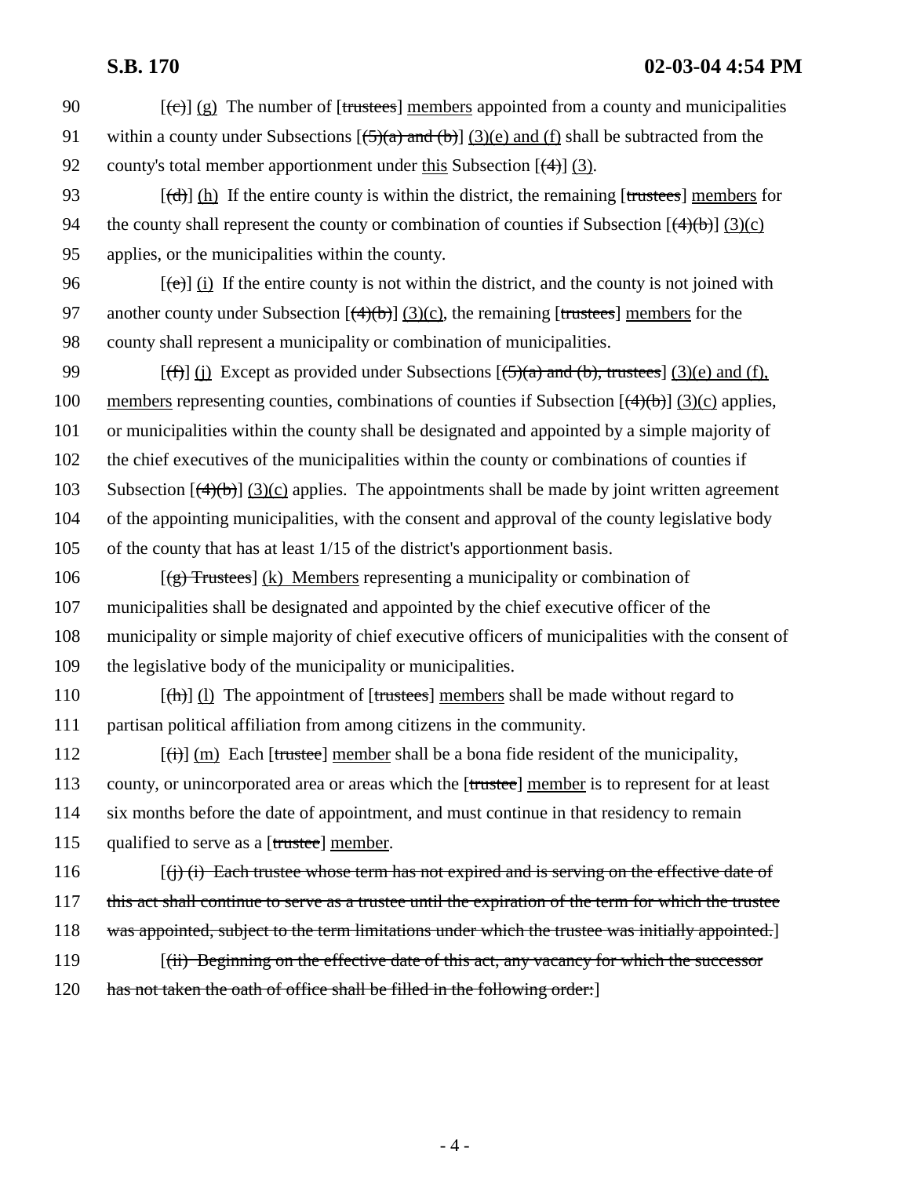90 [(c)] (g) The number of [trustees] members appointed from a county and municipalities
91 within a county under Subsections [(5)(a) and (b)] (3)(e) and (f) shall be subtracted from the
92 county's total member apportionment under this Subsection [(4)] (3).

93 [(d)] (h) If the entire county is within the district, the remaining [trustees] members for
94 the county shall represent the county or combination of counties if Subsection [(4)(b)] (3)(c)
95 applies, or the municipalities within the county.

96 [(e)] (i) If the entire county is not within the district, and the county is not joined with
97 another county under Subsection [(4)(b)] (3)(c), the remaining [trustees] members for the
98 county shall represent a municipality or combination of municipalities.

99 [(f)] (j) Except as provided under Subsections [(5)(a) and (b), trustees] (3)(e) and (f),
100 members representing counties, combinations of counties if Subsection [(4)(b)] (3)(c) applies,
101 or municipalities within the county shall be designated and appointed by a simple majority of
102 the chief executives of the municipalities within the county or combinations of counties if
103 Subsection [(4)(b)] (3)(c) applies. The appointments shall be made by joint written agreement
104 of the appointing municipalities, with the consent and approval of the county legislative body
105 of the county that has at least 1/15 of the district's apportionment basis.

106 [(g) Trustees] (k) Members representing a municipality or combination of
107 municipalities shall be designated and appointed by the chief executive officer of the
108 municipality or simple majority of chief executive officers of municipalities with the consent of
109 the legislative body of the municipality or municipalities.

110 [(h)] (l) The appointment of [trustees] members shall be made without regard to
111 partisan political affiliation from among citizens in the community.

112 [(i)] (m) Each [trustee] member shall be a bona fide resident of the municipality,
113 county, or unincorporated area or areas which the [trustee] member is to represent for at least
114 six months before the date of appointment, and must continue in that residency to remain
115 qualified to serve as a [trustee] member.

116 [(j) (i) Each trustee whose term has not expired and is serving on the effective date of
117 this act shall continue to serve as a trustee until the expiration of the term for which the trustee
118 was appointed, subject to the term limitations under which the trustee was initially appointed.]

119 [(ii) Beginning on the effective date of this act, any vacancy for which the successor
120 has not taken the oath of office shall be filled in the following order:]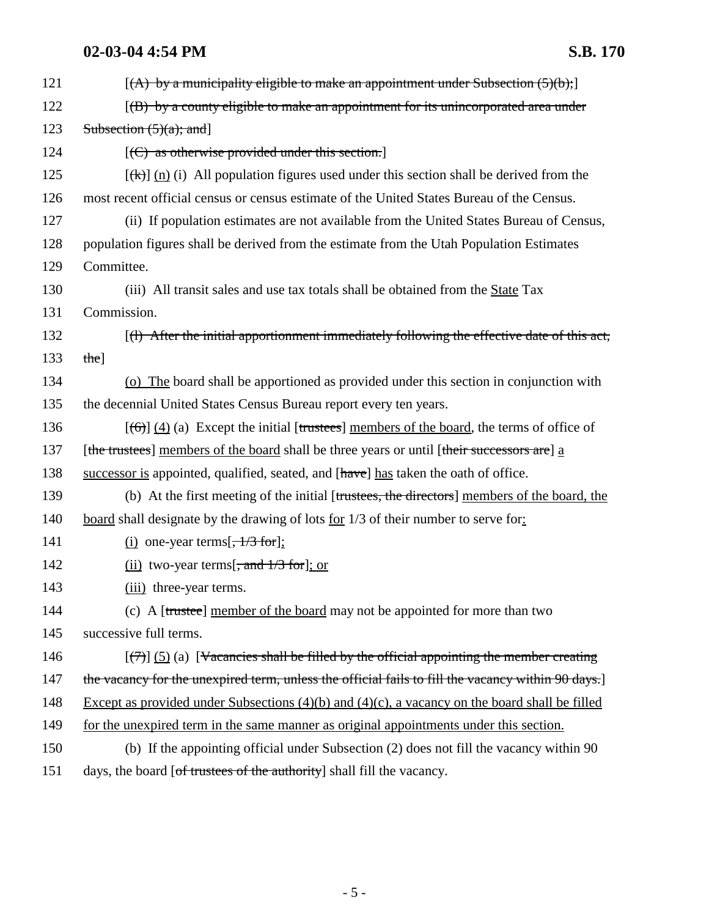121 [(A) by a municipality eligible to make an appointment under Subsection (5)(b);]

122 [(B) by a county eligible to make an appointment for its unincorporated area under

123 Subsection (5)(a); and]

124 [(C) as otherwise provided under this section.]

125 [(k)] (n) (i) All population figures used under this section shall be derived from the

126 most recent official census or census estimate of the United States Bureau of the Census.

127 (ii) If population estimates are not available from the United States Bureau of Census,

128 population figures shall be derived from the estimate from the Utah Population Estimates

129 Committee.

130 (iii) All transit sales and use tax totals shall be obtained from the State Tax

131 Commission.

132 [(l) After the initial apportionment immediately following the effective date of this act,

133 the]

134 (o) The board shall be apportioned as provided under this section in conjunction with

135 the decennial United States Census Bureau report every ten years.

136 [(6)] (4) (a) Except the initial [trustees] members of the board, the terms of office of

137 [the trustees] members of the board shall be three years or until [their successors are] a

138 successor is appointed, qualified, seated, and [have] has taken the oath of office.

139 (b) At the first meeting of the initial [trustees, the directors] members of the board, the

140 board shall designate by the drawing of lots for 1/3 of their number to serve for:

141 (i) one-year terms[, 1/3 for];

142 (ii) two-year terms[, and 1/3 for]; or

143 (iii) three-year terms.

144 (c) A [trustee] member of the board may not be appointed for more than two

145 successive full terms.

146 [(7)] (5) (a) [Vacancies shall be filled by the official appointing the member creating

147 the vacancy for the unexpired term, unless the official fails to fill the vacancy within 90 days.]

148 Except as provided under Subsections (4)(b) and (4)(c), a vacancy on the board shall be filled

149 for the unexpired term in the same manner as original appointments under this section.

150 (b) If the appointing official under Subsection (2) does not fill the vacancy within 90

151 days, the board [of trustees of the authority] shall fill the vacancy.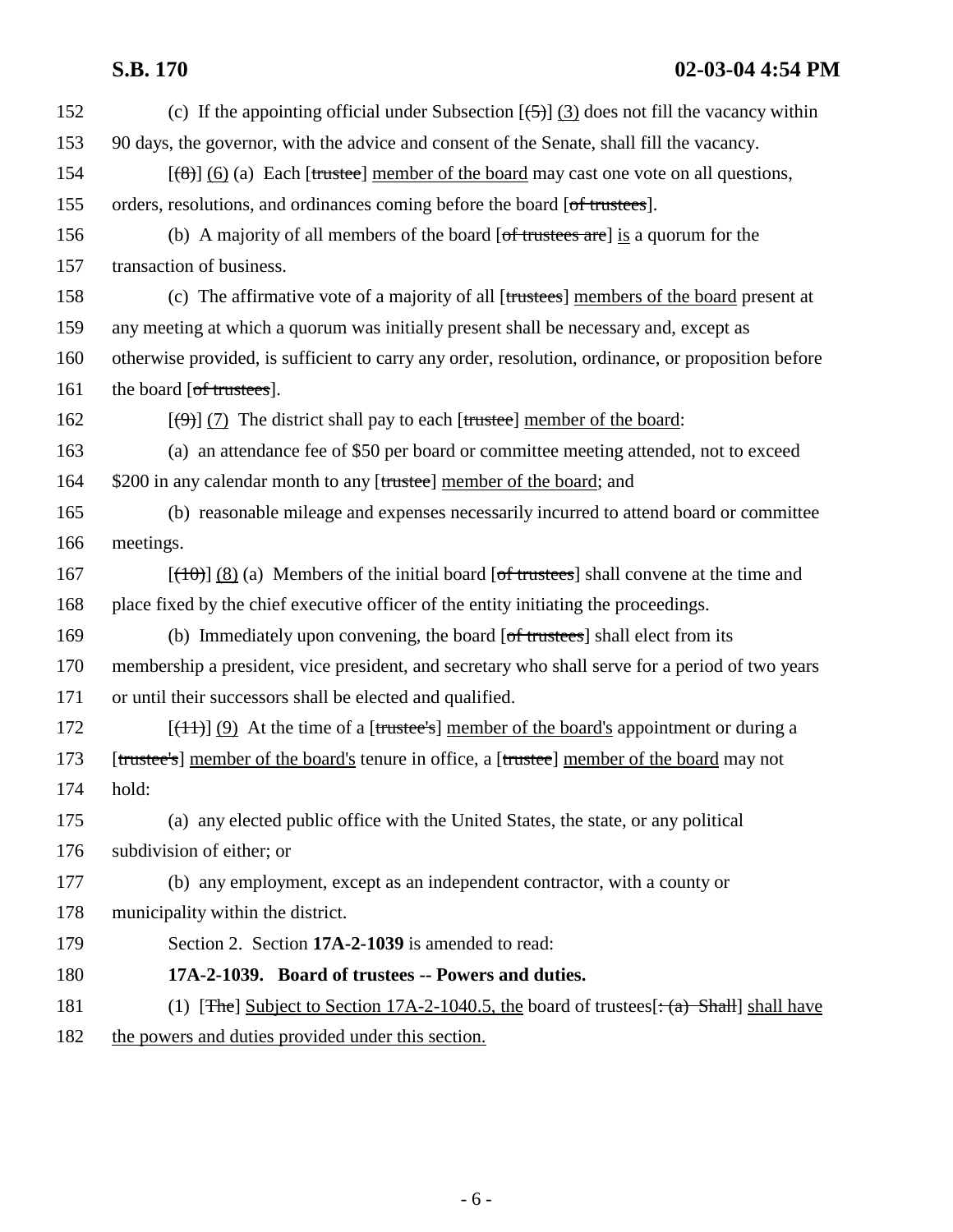152 (c) If the appointing official under Subsection [(5)] (3) does not fill the vacancy within
153 90 days, the governor, with the advice and consent of the Senate, shall fill the vacancy.

154 [(8)] (6) (a) Each [trustee] member of the board may cast one vote on all questions,
155 orders, resolutions, and ordinances coming before the board [of trustees].

156 (b) A majority of all members of the board [of trustees are] is a quorum for the
157 transaction of business.

158 (c) The affirmative vote of a majority of all [trustees] members of the board present at
159 any meeting at which a quorum was initially present shall be necessary and, except as
160 otherwise provided, is sufficient to carry any order, resolution, ordinance, or proposition before
161 the board [of trustees].

162 [(9)] (7) The district shall pay to each [trustee] member of the board:

163 (a) an attendance fee of $50 per board or committee meeting attended, not to exceed
164 $200 in any calendar month to any [trustee] member of the board; and

165 (b) reasonable mileage and expenses necessarily incurred to attend board or committee
166 meetings.

167 [(10)] (8) (a) Members of the initial board [of trustees] shall convene at the time and
168 place fixed by the chief executive officer of the entity initiating the proceedings.

169 (b) Immediately upon convening, the board [of trustees] shall elect from its
170 membership a president, vice president, and secretary who shall serve for a period of two years
171 or until their successors shall be elected and qualified.

172 [(11)] (9) At the time of a [trustee's] member of the board's appointment or during a
173 [trustee's] member of the board's tenure in office, a [trustee] member of the board may not
174 hold:

175 (a) any elected public office with the United States, the state, or any political
176 subdivision of either; or

177 (b) any employment, except as an independent contractor, with a county or
178 municipality within the district.

179 Section 2. Section **17A-2-1039** is amended to read:

180 **17A-2-1039. Board of trustees -- Powers and duties.**

181 (1) [The] Subject to Section 17A-2-1040.5, the board of trustees[: (a) Shall] shall have
182 the powers and duties provided under this section.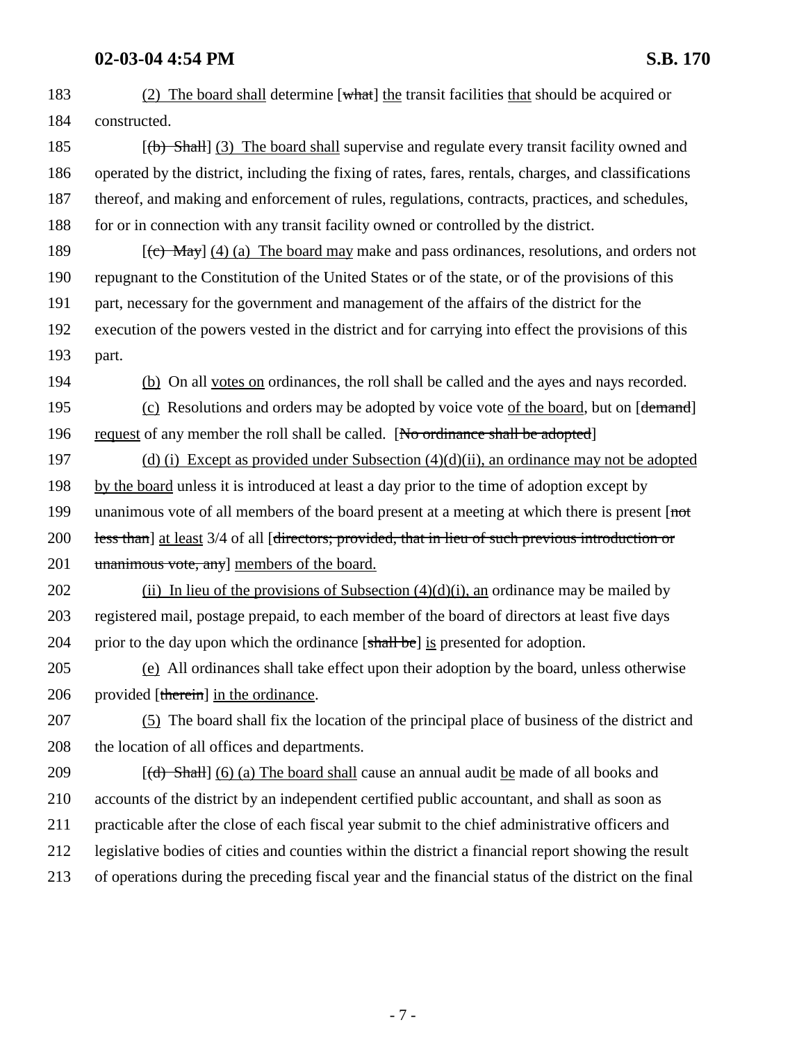183 (2) The board shall determine [~~what~~] the transit facilities that should be acquired or
184 constructed.

185 [~~(b) Shall~~] (3) The board shall supervise and regulate every transit facility owned and
186 operated by the district, including the fixing of rates, fares, rentals, charges, and classifications
187 thereof, and making and enforcement of rules, regulations, contracts, practices, and schedules,
188 for or in connection with any transit facility owned or controlled by the district.

189 [~~(c) May~~] (4) (a) The board may make and pass ordinances, resolutions, and orders not
190 repugnant to the Constitution of the United States or of the state, or of the provisions of this
191 part, necessary for the government and management of the affairs of the district for the
192 execution of the powers vested in the district and for carrying into effect the provisions of this
193 part.

194 (b) On all votes on ordinances, the roll shall be called and the ayes and nays recorded.

195 (c) Resolutions and orders may be adopted by voice vote of the board, but on [~~demand~~]
196 request of any member the roll shall be called. [~~No ordinance shall be adopted~~]

197 (d) (i) Except as provided under Subsection (4)(d)(ii), an ordinance may not be adopted
198 by the board unless it is introduced at least a day prior to the time of adoption except by
199 unanimous vote of all members of the board present at a meeting at which there is present [~~not~~
200 ~~less than~~] at least 3/4 of all [~~directors; provided, that in lieu of such previous introduction or~~
201 ~~unanimous vote, any~~] members of the board.

202 (ii) In lieu of the provisions of Subsection (4)(d)(i), an ordinance may be mailed by
203 registered mail, postage prepaid, to each member of the board of directors at least five days
204 prior to the day upon which the ordinance [~~shall be~~] is presented for adoption.

205 (e) All ordinances shall take effect upon their adoption by the board, unless otherwise
206 provided [~~therein~~] in the ordinance.

207 (5) The board shall fix the location of the principal place of business of the district and
208 the location of all offices and departments.

209 [~~(d) Shall~~] (6) (a) The board shall cause an annual audit be made of all books and
210 accounts of the district by an independent certified public accountant, and shall as soon as
211 practicable after the close of each fiscal year submit to the chief administrative officers and
212 legislative bodies of cities and counties within the district a financial report showing the result
213 of operations during the preceding fiscal year and the financial status of the district on the final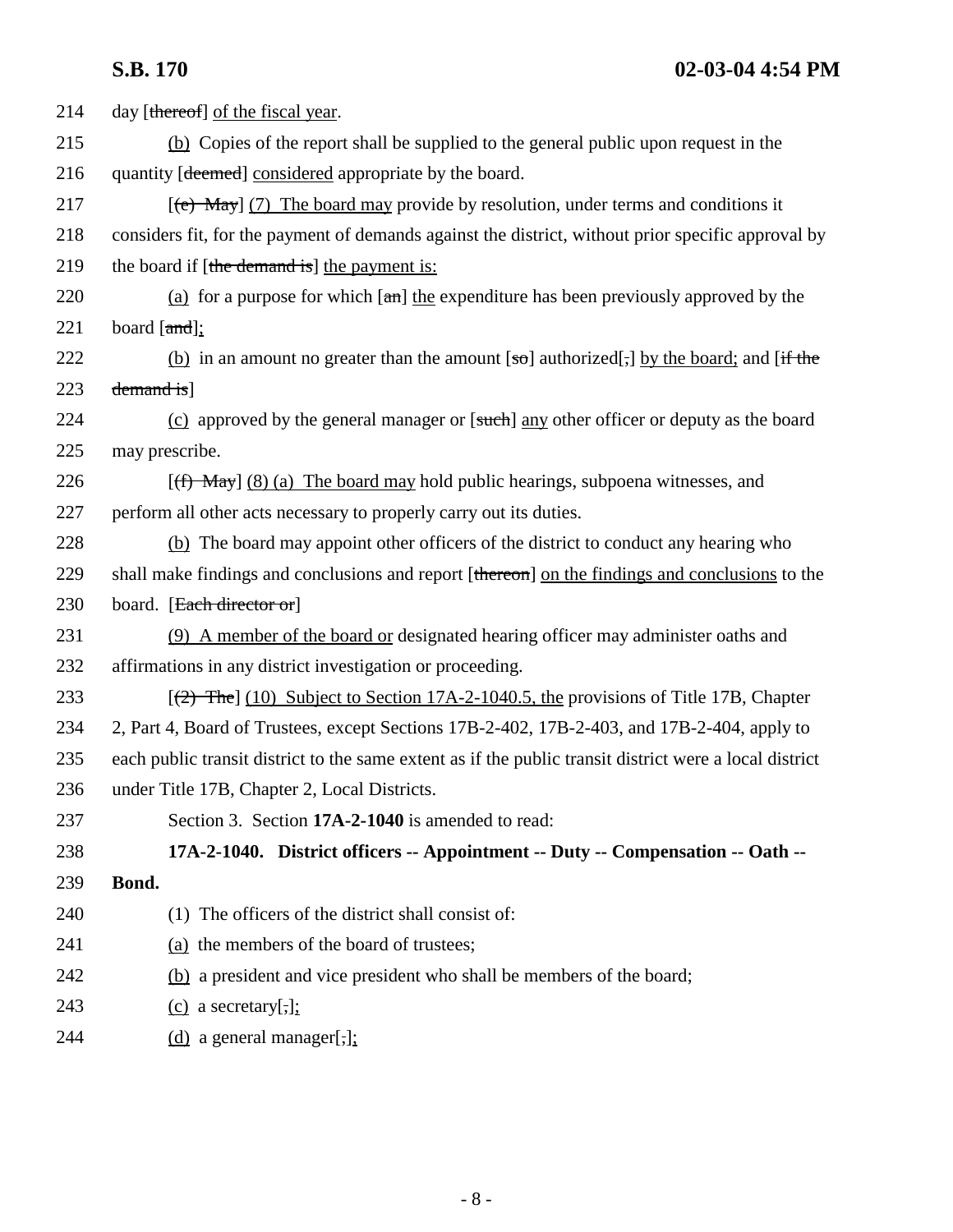214 day [thereof] of the fiscal year.

215 (b) Copies of the report shall be supplied to the general public upon request in the

216 quantity [deemed] considered appropriate by the board.

217 [(e) May] (7) The board may provide by resolution, under terms and conditions it

218 considers fit, for the payment of demands against the district, without prior specific approval by

219 the board if [the demand is] the payment is:

220 (a) for a purpose for which [an] the expenditure has been previously approved by the

221 board [and];

222 (b) in an amount no greater than the amount [so] authorized[,] by the board; and [if the

223 demand is]

224 (c) approved by the general manager or [such] any other officer or deputy as the board

225 may prescribe.

226 [(f) May] (8) (a) The board may hold public hearings, subpoena witnesses, and

227 perform all other acts necessary to properly carry out its duties.

228 (b) The board may appoint other officers of the district to conduct any hearing who

229 shall make findings and conclusions and report [thereon] on the findings and conclusions to the

230 board. [Each director or]

231 (9) A member of the board or designated hearing officer may administer oaths and

232 affirmations in any district investigation or proceeding.

233 [(2) The] (10) Subject to Section 17A-2-1040.5, the provisions of Title 17B, Chapter

234 2, Part 4, Board of Trustees, except Sections 17B-2-402, 17B-2-403, and 17B-2-404, apply to

235 each public transit district to the same extent as if the public transit district were a local district

236 under Title 17B, Chapter 2, Local Districts.

237 Section 3. Section **17A-2-1040** is amended to read:

238 **17A-2-1040. District officers -- Appointment -- Duty -- Compensation -- Oath --**

239 **Bond.**

240 (1) The officers of the district shall consist of:

241 (a) the members of the board of trustees;

242 (b) a president and vice president who shall be members of the board;

243 (c) a secretary[,];

244 (d) a general manager[,];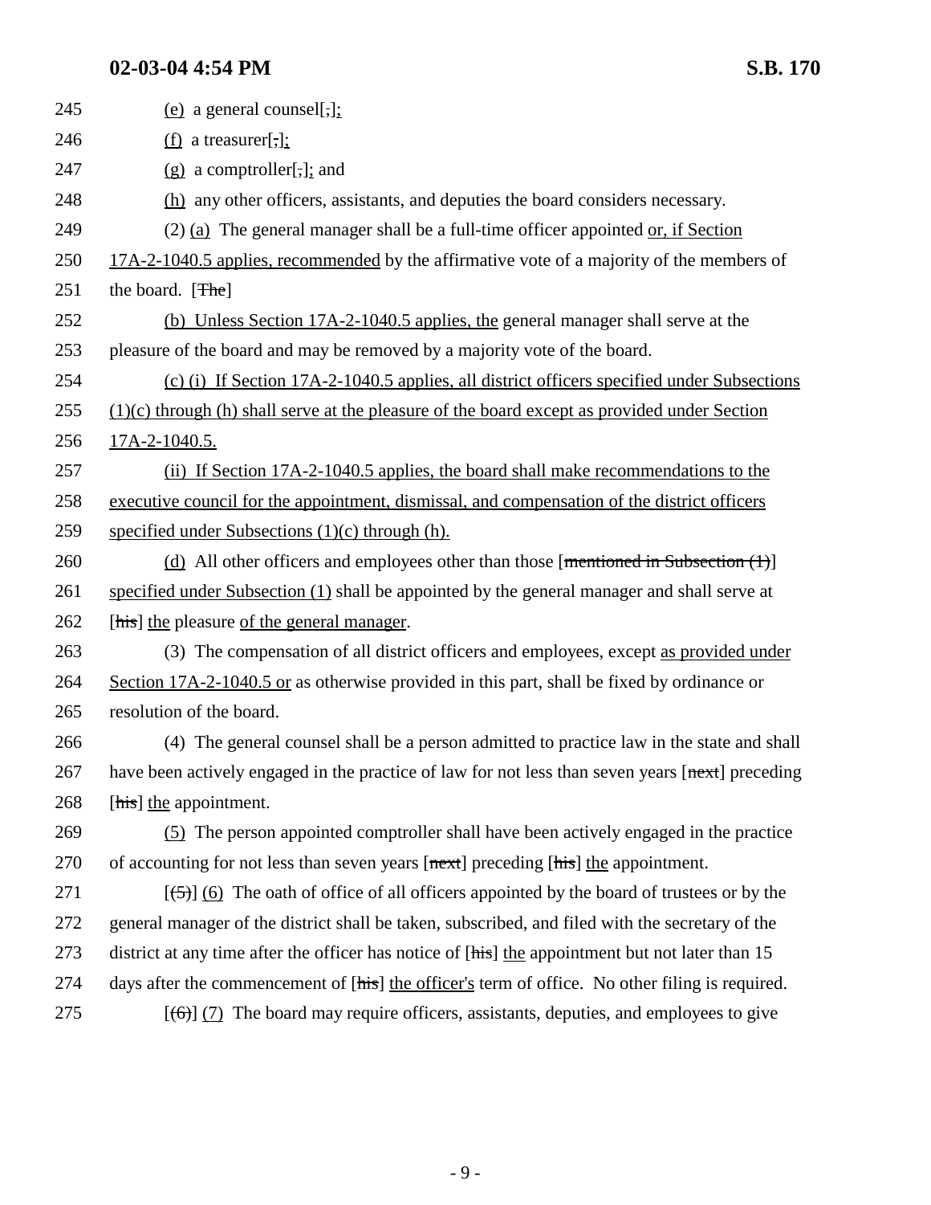245 (e) a general counsel[,];

246 (f) a treasurer[,];

247 (g) a comptroller[,]; and

248 (h) any other officers, assistants, and deputies the board considers necessary.

249 (2) (a) The general manager shall be a full-time officer appointed or, if Section

250 17A-2-1040.5 applies, recommended by the affirmative vote of a majority of the members of

251 the board. [The]

252 (b) Unless Section 17A-2-1040.5 applies, the general manager shall serve at the

253 pleasure of the board and may be removed by a majority vote of the board.

254 (c) (i) If Section 17A-2-1040.5 applies, all district officers specified under Subsections

255 (1)(c) through (h) shall serve at the pleasure of the board except as provided under Section

256 17A-2-1040.5.

257 (ii) If Section 17A-2-1040.5 applies, the board shall make recommendations to the

258 executive council for the appointment, dismissal, and compensation of the district officers

259 specified under Subsections (1)(c) through (h).

260 (d) All other officers and employees other than those [mentioned in Subsection (1)]

261 specified under Subsection (1) shall be appointed by the general manager and shall serve at

262 [his] the pleasure of the general manager.

263 (3) The compensation of all district officers and employees, except as provided under

264 Section 17A-2-1040.5 or as otherwise provided in this part, shall be fixed by ordinance or

265 resolution of the board.

266 (4) The general counsel shall be a person admitted to practice law in the state and shall

267 have been actively engaged in the practice of law for not less than seven years [next] preceding

268 [his] the appointment.

269 (5) The person appointed comptroller shall have been actively engaged in the practice

270 of accounting for not less than seven years [next] preceding [his] the appointment.

271 [(5)] (6) The oath of office of all officers appointed by the board of trustees or by the

272 general manager of the district shall be taken, subscribed, and filed with the secretary of the

273 district at any time after the officer has notice of [his] the appointment but not later than 15

274 days after the commencement of [his] the officer's term of office. No other filing is required.

275 [(6)] (7) The board may require officers, assistants, deputies, and employees to give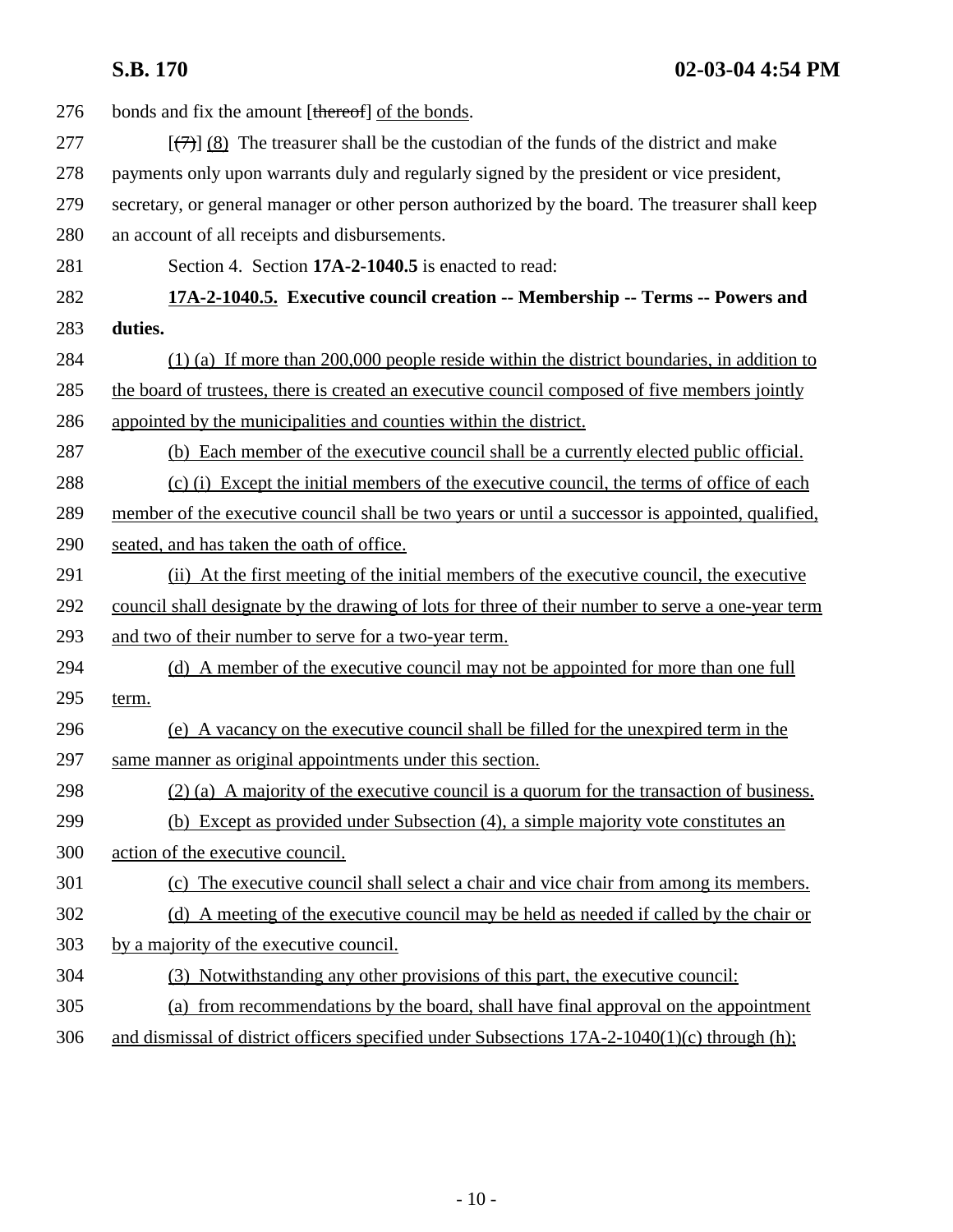276 bonds and fix the amount [thereof] of the bonds.

277 [(7)] (8) The treasurer shall be the custodian of the funds of the district and make
278 payments only upon warrants duly and regularly signed by the president or vice president,
279 secretary, or general manager or other person authorized by the board. The treasurer shall keep
280 an account of all receipts and disbursements.

281 Section 4. Section **17A-2-1040.5** is enacted to read:

282 **17A-2-1040.5. Executive council creation -- Membership -- Terms -- Powers and**
283 **duties.**

284 (1) (a) If more than 200,000 people reside within the district boundaries, in addition to
285 the board of trustees, there is created an executive council composed of five members jointly
286 appointed by the municipalities and counties within the district.

287 (b) Each member of the executive council shall be a currently elected public official.

288 (c) (i) Except the initial members of the executive council, the terms of office of each
289 member of the executive council shall be two years or until a successor is appointed, qualified,
290 seated, and has taken the oath of office.

291 (ii) At the first meeting of the initial members of the executive council, the executive
292 council shall designate by the drawing of lots for three of their number to serve a one-year term
293 and two of their number to serve for a two-year term.

294 (d) A member of the executive council may not be appointed for more than one full
295 term.

296 (e) A vacancy on the executive council shall be filled for the unexpired term in the
297 same manner as original appointments under this section.

298 (2) (a) A majority of the executive council is a quorum for the transaction of business.

299 (b) Except as provided under Subsection (4), a simple majority vote constitutes an
300 action of the executive council.

301 (c) The executive council shall select a chair and vice chair from among its members.

302 (d) A meeting of the executive council may be held as needed if called by the chair or
303 by a majority of the executive council.

304 (3) Notwithstanding any other provisions of this part, the executive council:

305 (a) from recommendations by the board, shall have final approval on the appointment
306 and dismissal of district officers specified under Subsections 17A-2-1040(1)(c) through (h);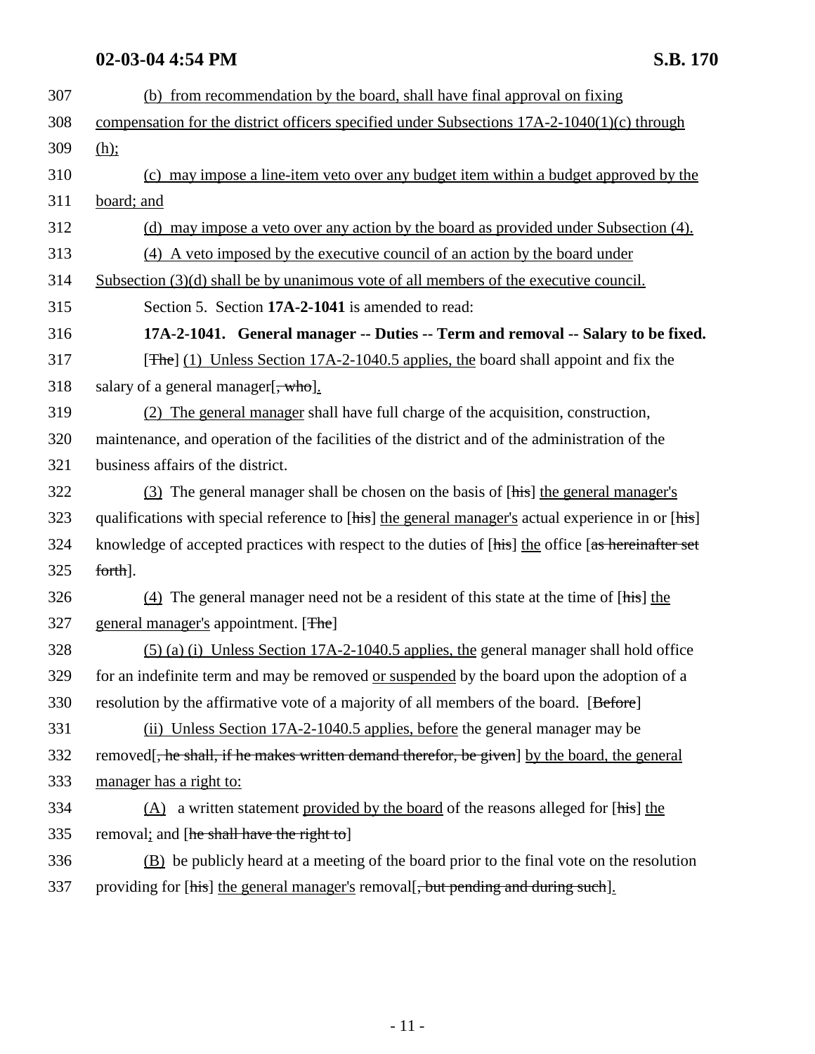(b) from recommendation by the board, shall have final approval on fixing compensation for the district officers specified under Subsections 17A-2-1040(1)(c) through (h);

(c) may impose a line-item veto over any budget item within a budget approved by the board; and

(d) may impose a veto over any action by the board as provided under Subsection (4).

(4) A veto imposed by the executive council of an action by the board under Subsection (3)(d) shall be by unanimous vote of all members of the executive council.

Section 5. Section **17A-2-1041** is amended to read:

**17A-2-1041. General manager -- Duties -- Term and removal -- Salary to be fixed.**

[~~The~~] (1) Unless Section 17A-2-1040.5 applies, the board shall appoint and fix the salary of a general manager[~~, who~~].

(2) The general manager shall have full charge of the acquisition, construction, maintenance, and operation of the facilities of the district and of the administration of the business affairs of the district.

(3) The general manager shall be chosen on the basis of [~~his~~] the general manager's qualifications with special reference to [~~his~~] the general manager's actual experience in or [~~his~~] knowledge of accepted practices with respect to the duties of [~~his~~] the office [~~as hereinafter set forth~~].

(4) The general manager need not be a resident of this state at the time of [~~his~~] the general manager's appointment. [~~The~~]

(5) (a) (i) Unless Section 17A-2-1040.5 applies, the general manager shall hold office for an indefinite term and may be removed or suspended by the board upon the adoption of a resolution by the affirmative vote of a majority of all members of the board. [~~Before~~]

(ii) Unless Section 17A-2-1040.5 applies, before the general manager may be removed[~~, he shall, if he makes written demand therefor, be given~~] by the board, the general manager has a right to:

(A) a written statement provided by the board of the reasons alleged for [~~his~~] the removal; and [~~he shall have the right to~~]

(B) be publicly heard at a meeting of the board prior to the final vote on the resolution providing for [~~his~~] the general manager's removal[~~, but pending and during such~~].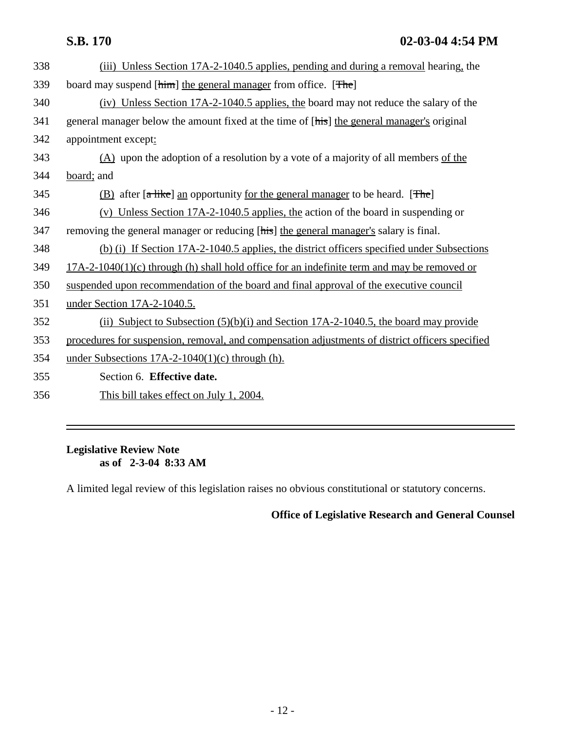338 (iii) Unless Section 17A-2-1040.5 applies, pending and during a removal hearing, the
339 board may suspend [him] the general manager from office. [The]
340 (iv) Unless Section 17A-2-1040.5 applies, the board may not reduce the salary of the
341 general manager below the amount fixed at the time of [his] the general manager's original
342 appointment except:
343 (A) upon the adoption of a resolution by a vote of a majority of all members of the
344 board; and
345 (B) after [a like] an opportunity for the general manager to be heard. [The]
346 (v) Unless Section 17A-2-1040.5 applies, the action of the board in suspending or
347 removing the general manager or reducing [his] the general manager's salary is final.
348 (b) (i) If Section 17A-2-1040.5 applies, the district officers specified under Subsections
349 17A-2-1040(1)(c) through (h) shall hold office for an indefinite term and may be removed or
350 suspended upon recommendation of the board and final approval of the executive council
351 under Section 17A-2-1040.5.
352 (ii) Subject to Subsection (5)(b)(i) and Section 17A-2-1040.5, the board may provide
353 procedures for suspension, removal, and compensation adjustments of district officers specified
354 under Subsections 17A-2-1040(1)(c) through (h).
355 Section 6. **Effective date.**
356 This bill takes effect on July 1, 2004.

---

**Legislative Review Note**
**as of 2-3-04 8:33 AM**

A limited legal review of this legislation raises no obvious constitutional or statutory concerns.

**Office of Legislative Research and General Counsel**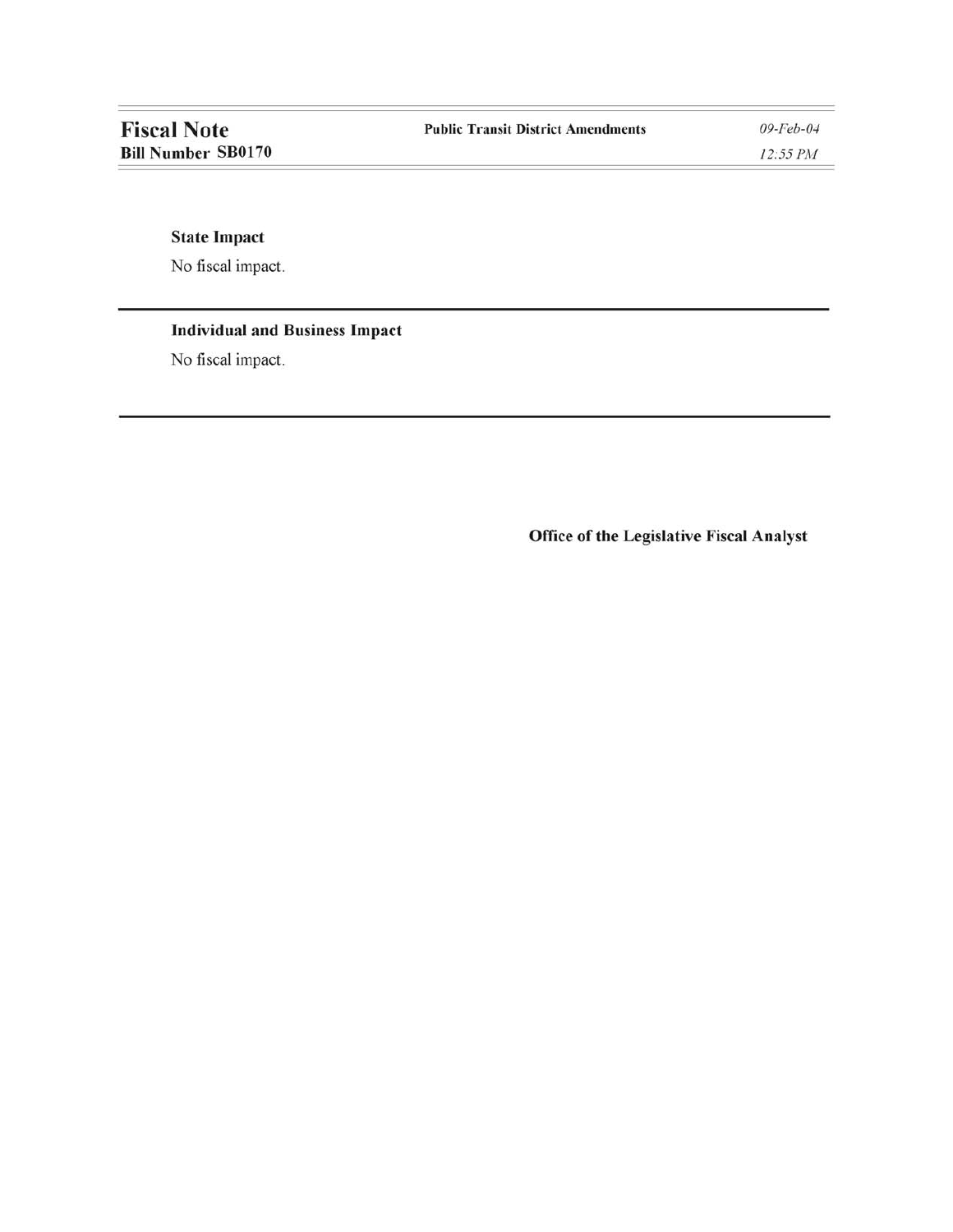# Fiscal Note
**Bill Number SB0170**

**Public Transit District Amendments**

*09-Feb-04*
*12:55 PM*

### State Impact

No fiscal impact.

---

### Individual and Business Impact

No fiscal impact.

---

**Office of the Legislative Fiscal Analyst**